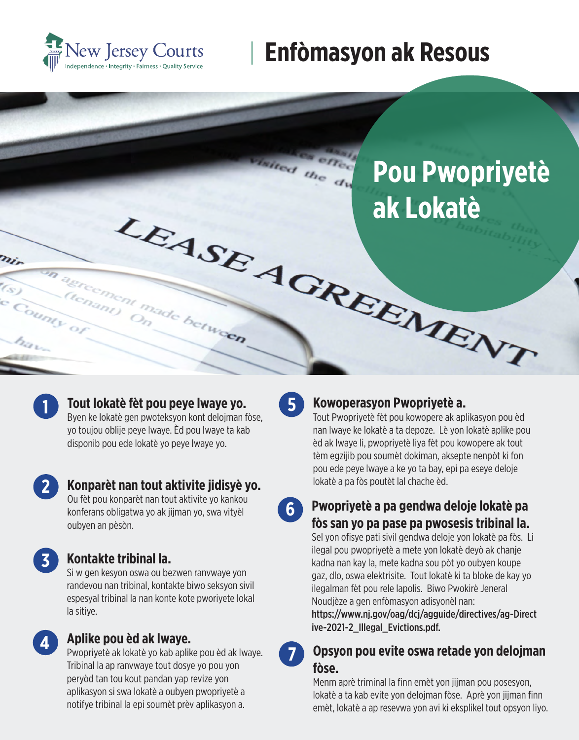New Jersey Courts
Independence • Integrity • Fairness • Quality Service

# Enfòmasyon ak Resous

# Pou Pwopriyetè ak Lokatè

## 1 Tout lokatè fèt pou peye lwaye yo.

Byen ke lokatè gen pwoteksyon kont delojman fòse, yo toujou oblije peye lwaye. Èd pou lwaye ta kab disponib pou ede lokatè yo peye lwaye yo.

## 2 Konparèt nan tout aktivite jidisyè yo.

Ou fèt pou konparèt nan tout aktivite yo kankou konferans obligatwa yo ak jijman yo, swa vityèl oubyen an pèsòn.

## 3 Kontakte tribinal la.

Si w gen kesyon oswa ou bezwen ranvwaye yon randevou nan tribinal, kontakte biwo seksyon sivil espesyal tribinal la nan konte kote pworiyete lokal la sitiye.

## 4 Aplike pou èd ak lwaye.

Pwopriyetè ak lokatè yo kab aplike pou èd ak lwaye. Tribinal la ap ranvwaye tout dosye yo pou yon peryòd tan tou kout pandan yap revize yon aplikasyon si swa lokatè a oubyen pwopriyetè a notifye tribinal la epi soumèt prèv aplikasyon a.

## 5 Kowoperasyon Pwopriyetè a.

Tout Pwopriyetè fèt pou kowopere ak aplikasyon pou èd nan lwaye ke lokatè a ta depoze. Lè yon lokatè aplike pou èd ak lwaye li, pwopriyetè liya fèt pou kowopere ak tout tèm egzijib pou soumèt dokiman, aksepte nenpòt ki fon pou ede peye lwaye a ke yo ta bay, epi pa eseye deloje lokatè a pa fòs poutèt lal chache èd.

## 6 Pwopriyetè a pa gendwa deloje lokatè pa fòs san yo pa pase pa pwosesis tribinal la.

Sel yon ofisye pati sivil gendwa deloje yon lokatè pa fòs. Li ilegal pou pwopriyetè a mete yon lokatè deyò ak chanje kadna nan kay la, mete kadna sou pòt yo oubyen koupe gaz, dlo, oswa elektrisite. Tout lokatè ki ta bloke de kay yo ilegalman fèt pou rele lapolis. Biwo Pwokirè Jeneral Noudjèze a gen enfòmasyon adisyonèl nan: **https://www.nj.gov/oag/dcj/agguide/directives/ag-Directive-2021-2_Illegal_Evictions.pdf.**

## 7 Opsyon pou evite oswa retade yon delojman fòse.

Menm aprè triminal la finn emèt yon jijman pou posesyon, lokatè a ta kab evite yon delojman fòse. Aprè yon jijman finn emèt, lokatè a ap resevwa yon avi ki eksplikel tout opsyon liyo.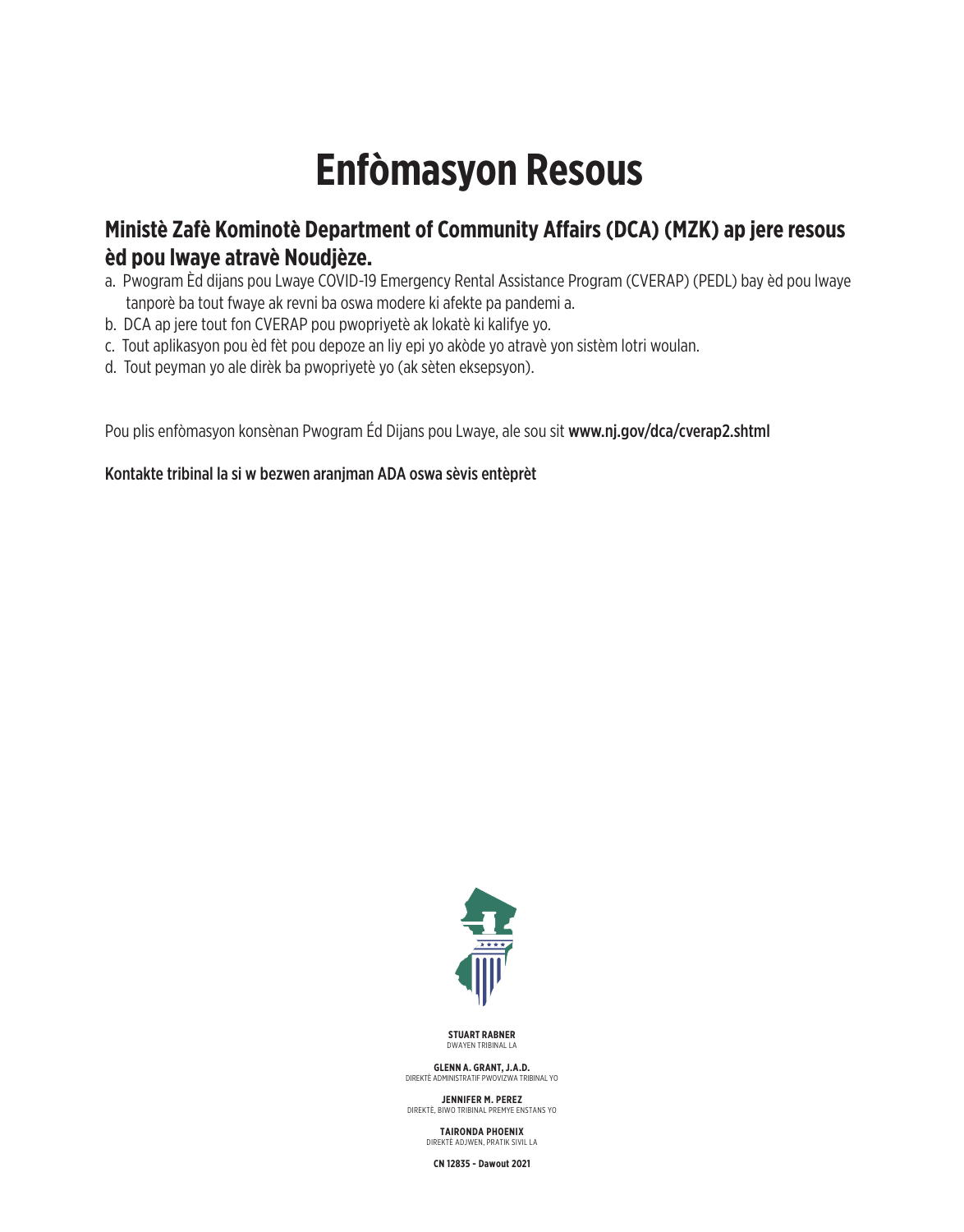# Enfòmasyon Resous

## Ministè Zafè Kominotè Department of Community Affairs (DCA) (MZK) ap jere resous èd pou lwaye atravè Noudjèze.

a. Pwogram Èd dijans pou Lwaye COVID-19 Emergency Rental Assistance Program (CVERAP) (PEDL) bay èd pou lwaye tanporè ba tout fwaye ak revni ba oswa modere ki afekte pa pandemi a.
b. DCA ap jere tout fon CVERAP pou pwopriyetè ak lokatè ki kalifye yo.
c. Tout aplikasyon pou èd fèt pou depoze an liy epi yo akòde yo atravè yon sistèm lotri woulan.
d. Tout peyman yo ale dirèk ba pwopriyetè yo (ak sèten eksepsyon).

Pou plis enfòmasyon konsènan Pwogram Éd Dijans pou Lwaye, ale sou sit **www.nj.gov/dca/cverap2.shtml**

Kontakte tribinal la si w bezwen aranjman ADA oswa sèvis entèprèt

**STUART RABNER**
DWAYEN TRIBINAL LA

**GLENN A. GRANT, J.A.D.**
DIREKTÈ ADMINISTRATIF PWOVIZWA TRIBINAL YO

**JENNIFER M. PEREZ**
DIREKTÈ, BIWO TRIBINAL PREMYE ENSTANS YO

**TAIRONDA PHOENIX**
DIREKTÈ ADJWEN, PRATIK SIVIL LA

**CN 12835 – Dawout 2021**